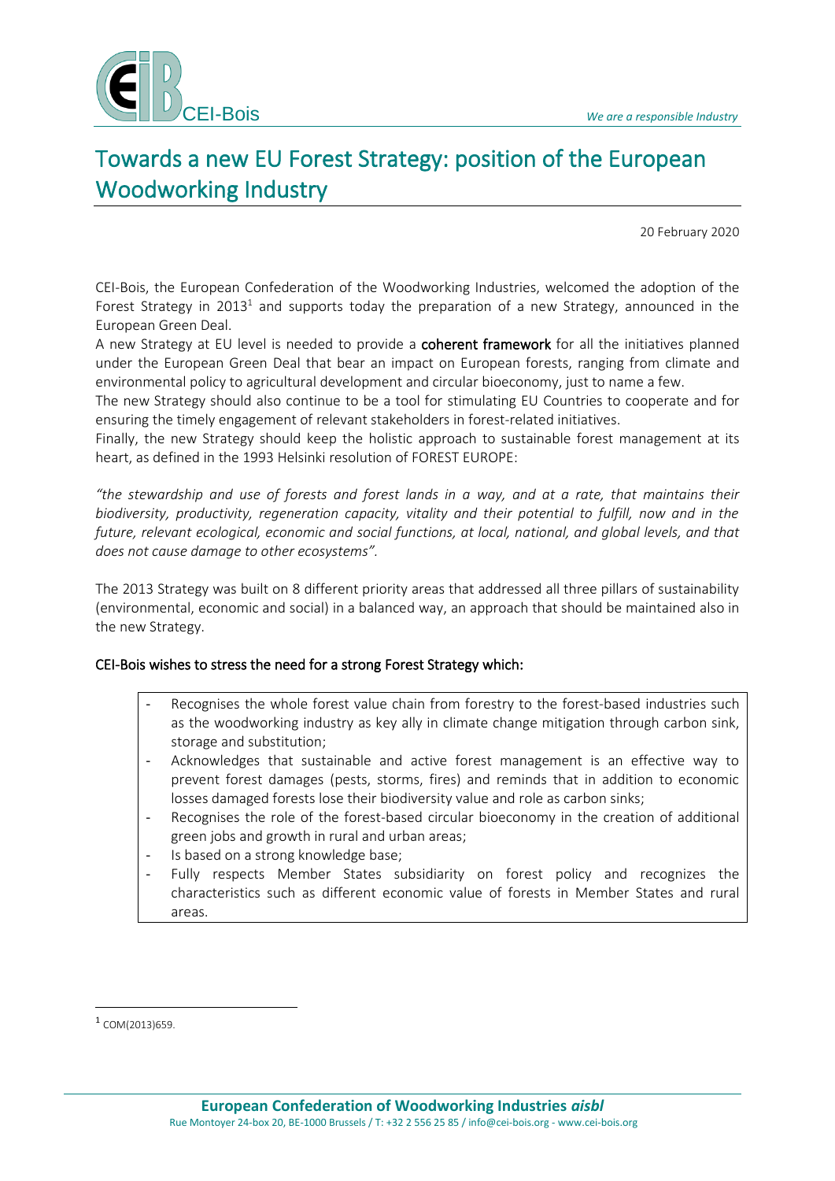# Towards a new EU Forest Strategy: position of the European Woodworking Industry

20 February 2020

CEI-Bois, the European Confederation of the Woodworking Industries, welcomed the adoption of the Forest Strategy in 2013[1] and supports today the preparation of a new Strategy, announced in the European Green Deal.

A new Strategy at EU level is needed to provide a **coherent framework** for all the initiatives planned under the European Green Deal that bear an impact on European forests, ranging from climate and environmental policy to agricultural development and circular bioeconomy, just to name a few.

The new Strategy should also continue to be a tool for stimulating EU Countries to cooperate and for ensuring the timely engagement of relevant stakeholders in forest-related initiatives.

Finally, the new Strategy should keep the holistic approach to sustainable forest management at its heart, as defined in the 1993 Helsinki resolution of FOREST EUROPE:

*"the stewardship and use of forests and forest lands in a way, and at a rate, that maintains their biodiversity, productivity, regeneration capacity, vitality and their potential to fulfill, now and in the future, relevant ecological, economic and social functions, at local, national, and global levels, and that does not cause damage to other ecosystems".*

The 2013 Strategy was built on 8 different priority areas that addressed all three pillars of sustainability (environmental, economic and social) in a balanced way, an approach that should be maintained also in the new Strategy.

**CEI-Bois wishes to stress the need for a strong Forest Strategy which:**

- Recognises the whole forest value chain from forestry to the forest-based industries such as the woodworking industry as key ally in climate change mitigation through carbon sink, storage and substitution;
- Acknowledges that sustainable and active forest management is an effective way to prevent forest damages (pests, storms, fires) and reminds that in addition to economic losses damaged forests lose their biodiversity value and role as carbon sinks;
- Recognises the role of the forest-based circular bioeconomy in the creation of additional green jobs and growth in rural and urban areas;
- Is based on a strong knowledge base;
- Fully respects Member States subsidiarity on forest policy and recognizes the characteristics such as different economic value of forests in Member States and rural areas.

[1] COM(2013)659.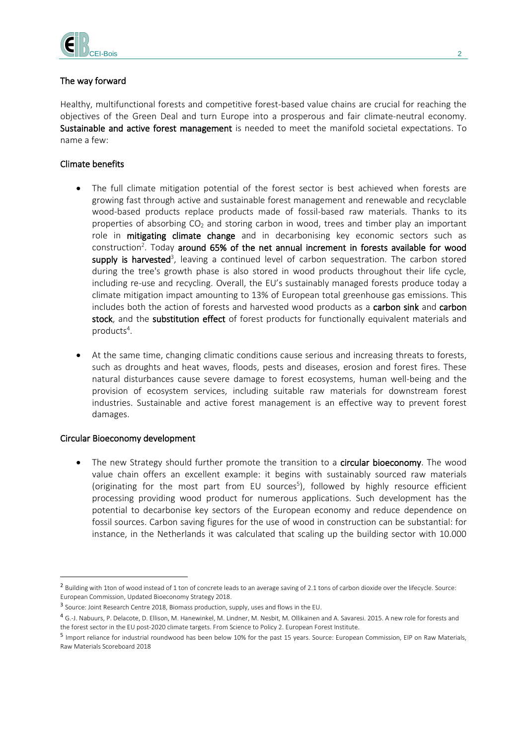## The way forward

Healthy, multifunctional forests and competitive forest-based value chains are crucial for reaching the objectives of the Green Deal and turn Europe into a prosperous and fair climate-neutral economy. **Sustainable and active forest management** is needed to meet the manifold societal expectations. To name a few:

## Climate benefits

- The full climate mitigation potential of the forest sector is best achieved when forests are growing fast through active and sustainable forest management and renewable and recyclable wood-based products replace products made of fossil-based raw materials. Thanks to its properties of absorbing $CO_2$ and storing carbon in wood, trees and timber play an important role in **mitigating climate change** and in decarbonising key economic sectors such as construction[2]. Today **around 65% of the net annual increment in forests available for wood supply is harvested**[3], leaving a continued level of carbon sequestration. The carbon stored during the tree's growth phase is also stored in wood products throughout their life cycle, including re-use and recycling. Overall, the EU's sustainably managed forests produce today a climate mitigation impact amounting to 13% of European total greenhouse gas emissions. This includes both the action of forests and harvested wood products as a **carbon sink** and **carbon stock**, and the **substitution effect** of forest products for functionally equivalent materials and products[4].

- At the same time, changing climatic conditions cause serious and increasing threats to forests, such as droughts and heat waves, floods, pests and diseases, erosion and forest fires. These natural disturbances cause severe damage to forest ecosystems, human well-being and the provision of ecosystem services, including suitable raw materials for downstream forest industries. Sustainable and active forest management is an effective way to prevent forest damages.

## Circular Bioeconomy development

- The new Strategy should further promote the transition to a **circular bioeconomy**. The wood value chain offers an excellent example: it begins with sustainably sourced raw materials (originating for the most part from EU sources[5]), followed by highly resource efficient processing providing wood product for numerous applications. Such development has the potential to decarbonise key sectors of the European economy and reduce dependence on fossil sources. Carbon saving figures for the use of wood in construction can be substantial: for instance, in the Netherlands it was calculated that scaling up the building sector with 10.000

---

[2] Building with 1ton of wood instead of 1 ton of concrete leads to an average saving of 2.1 tons of carbon dioxide over the lifecycle. Source: European Commission, Updated Bioeconomy Strategy 2018.

[3] Source: Joint Research Centre 2018, Biomass production, supply, uses and flows in the EU.

[4] G.-J. Nabuurs, P. Delacote, D. Ellison, M. Hanewinkel, M. Lindner, M. Nesbit, M. Ollikainen and A. Savaresi. 2015. A new role for forests and the forest sector in the EU post-2020 climate targets. From Science to Policy 2. European Forest Institute.

[5] Import reliance for industrial roundwood has been below 10% for the past 15 years. Source: European Commission, EIP on Raw Materials, Raw Materials Scoreboard 2018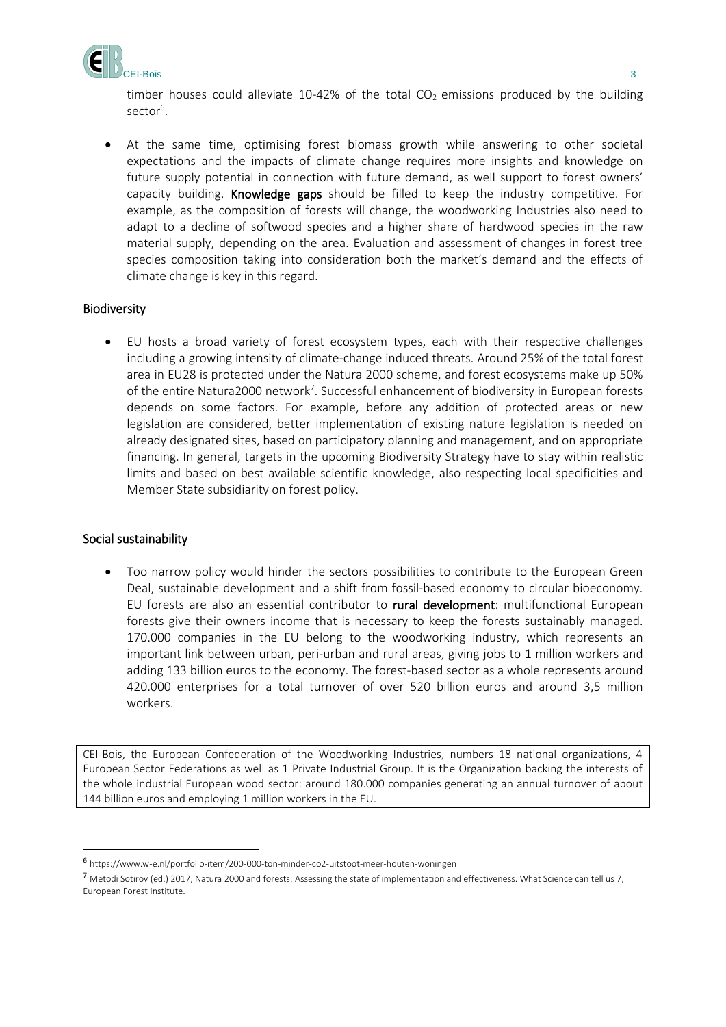timber houses could alleviate 10-42% of the total $CO_2$ emissions produced by the building sector[6].

- At the same time, optimising forest biomass growth while answering to other societal expectations and the impacts of climate change requires more insights and knowledge on future supply potential in connection with future demand, as well support to forest owners' capacity building. **Knowledge gaps** should be filled to keep the industry competitive. For example, as the composition of forests will change, the woodworking Industries also need to adapt to a decline of softwood species and a higher share of hardwood species in the raw material supply, depending on the area. Evaluation and assessment of changes in forest tree species composition taking into consideration both the market's demand and the effects of climate change is key in this regard.

## Biodiversity

- EU hosts a broad variety of forest ecosystem types, each with their respective challenges including a growing intensity of climate-change induced threats. Around 25% of the total forest area in EU28 is protected under the Natura 2000 scheme, and forest ecosystems make up 50% of the entire Natura2000 network[7]. Successful enhancement of biodiversity in European forests depends on some factors. For example, before any addition of protected areas or new legislation are considered, better implementation of existing nature legislation is needed on already designated sites, based on participatory planning and management, and on appropriate financing. In general, targets in the upcoming Biodiversity Strategy have to stay within realistic limits and based on best available scientific knowledge, also respecting local specificities and Member State subsidiarity on forest policy.

## Social sustainability

- Too narrow policy would hinder the sectors possibilities to contribute to the European Green Deal, sustainable development and a shift from fossil-based economy to circular bioeconomy. EU forests are also an essential contributor to **rural development**: multifunctional European forests give their owners income that is necessary to keep the forests sustainably managed. 170.000 companies in the EU belong to the woodworking industry, which represents an important link between urban, peri-urban and rural areas, giving jobs to 1 million workers and adding 133 billion euros to the economy. The forest-based sector as a whole represents around 420.000 enterprises for a total turnover of over 520 billion euros and around 3,5 million workers.

CEI-Bois, the European Confederation of the Woodworking Industries, numbers 18 national organizations, 4 European Sector Federations as well as 1 Private Industrial Group. It is the Organization backing the interests of the whole industrial European wood sector: around 180.000 companies generating an annual turnover of about 144 billion euros and employing 1 million workers in the EU.

---

[6] https://www.w-e.nl/portfolio-item/200-000-ton-minder-co2-uitstoot-meer-houten-woningen

[7] Metodi Sotirov (ed.) 2017, Natura 2000 and forests: Assessing the state of implementation and effectiveness. What Science can tell us 7, European Forest Institute.